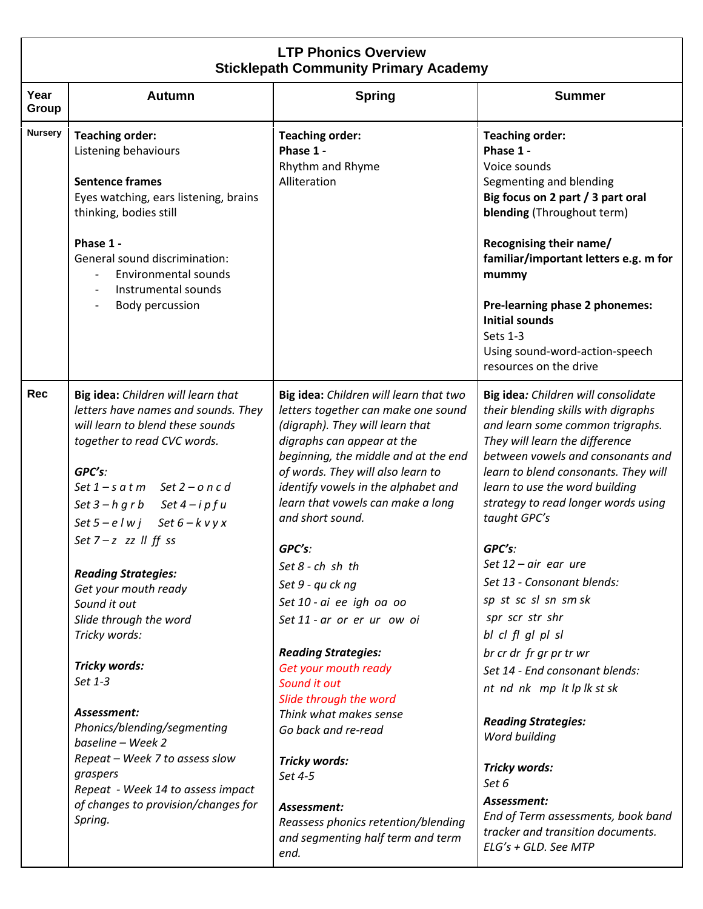# LTP Phonics Overview
## Sticklepath Community Primary Academy

| Year Group | Autumn | Spring | Summer |
| --- | --- | --- | --- |
| Nursery | **Teaching order:**<br>Listening behaviours<br><br>**Sentence frames**<br>Eyes watching, ears listening, brains thinking, bodies still<br><br>**Phase 1 -**<br>General sound discrimination:<br>- Environmental sounds<br>- Instrumental sounds<br>- Body percussion | **Teaching order:**<br>**Phase 1 -**<br>Rhythm and Rhyme<br>Alliteration | **Teaching order:**<br>**Phase 1 -**<br>Voice sounds<br>Segmenting and blending<br>**Big focus on 2 part / 3 part oral blending** (Throughout term)<br><br>**Recognising their name/ familiar/important letters e.g. m for mummy**<br><br>**Pre-learning phase 2 phonemes: Initial sounds**<br>Sets 1-3<br>Using sound-word-action-speech resources on the drive |
| Rec | **Big idea:** *Children will learn that letters have names and sounds. They will learn to blend these sounds together to read CVC words.*<br><br>***GPC's:***<br>*Set 1 – s a t m Set 2 – o n c d*<br>*Set 3 – h g r b Set 4 – i p f u*<br>*Set 5 – e l w j Set 6 – k v y x*<br>*Set 7 – z zz ll ff ss*<br><br>***Reading Strategies:***<br>*Get your mouth ready*<br>*Sound it out*<br>*Slide through the word*<br>*Tricky words:*<br><br>***Tricky words:***<br>*Set 1-3*<br><br>***Assessment:***<br>*Phonics/blending/segmenting baseline – Week 2*<br>*Repeat – Week 7 to assess slow graspers*<br>*Repeat - Week 14 to assess impact of changes to provision/changes for Spring.* | **Big idea:** *Children will learn that two letters together can make one sound (digraph). They will learn that digraphs can appear at the beginning, the middle and at the end of words. They will also learn to identify vowels in the alphabet and learn that vowels can make a long and short sound.*<br><br>***GPC's:***<br>*Set 8 - ch sh th*<br>*Set 9 - qu ck ng*<br>*Set 10 - ai ee igh oa oo*<br>*Set 11 - ar or er ur ow oi*<br><br>***Reading Strategies:***<br>*Get your mouth ready*<br>*Sound it out*<br>*Slide through the word*<br>*Think what makes sense*<br>*Go back and re-read*<br><br>***Tricky words:***<br>*Set 4-5*<br><br>***Assessment:***<br>*Reassess phonics retention/blending and segmenting half term and term end.* | **Big idea:** *Children will consolidate their blending skills with digraphs and learn some common trigraphs. They will learn the difference between vowels and consonants and learn to blend consonants. They will learn to use the word building strategy to read longer words using taught GPC's*<br><br>***GPC's:***<br>*Set 12 – air ear ure*<br>*Set 13 - Consonant blends:*<br>*sp st sc sl sn sm sk*<br>*spr scr str shr*<br>*bl cl fl gl pl sl*<br>*br cr dr fr gr pr tr wr*<br>*Set 14 - End consonant blends:*<br>*nt nd nk mp lt lp lk st sk*<br><br>***Reading Strategies:***<br>*Word building*<br><br>***Tricky words:***<br>*Set 6*<br>***Assessment:***<br>*End of Term assessments, book band tracker and transition documents. ELG's + GLD. See MTP* |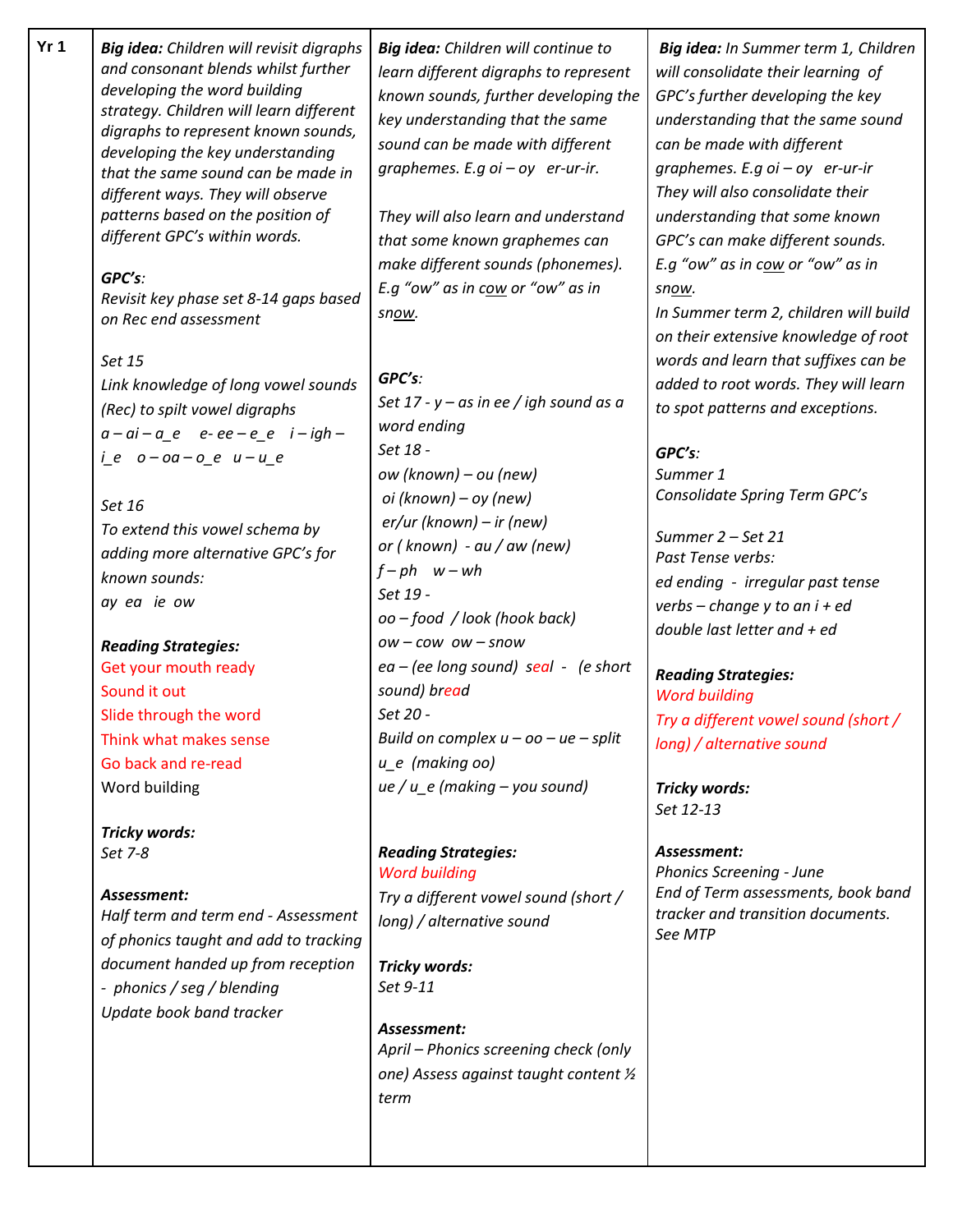| Yr 1 | | | |
|---|---|---|---|
| **Yr 1** | ***Big idea:*** *Children will revisit digraphs and consonant blends whilst further developing the word building strategy. Children will learn different digraphs to represent known sounds, developing the key understanding that the same sound can be made in different ways. They will observe patterns based on the position of different GPC's within words.*<br><br>***GPC's:***<br>*Revisit key phase set 8-14 gaps based on Rec end assessment*<br><br>*Set 15*<br>*Link knowledge of long vowel sounds (Rec) to spilt vowel digraphs*<br>*a – ai – a_e  e- ee – e_e  i – igh – i_e  o – oa – o_e  u – u_e*<br><br>*Set 16*<br>*To extend this vowel schema by adding more alternative GPC's for known sounds:*<br>*ay ea ie ow*<br><br>***Reading Strategies:***<br>Get your mouth ready<br>Sound it out<br>Slide through the word<br>Think what makes sense<br>Go back and re-read<br>Word building<br><br>***Tricky words:***<br>*Set 7-8*<br><br>***Assessment:***<br>*Half term and term end - Assessment of phonics taught and add to tracking document handed up from reception - phonics / seg / blending*<br>*Update book band tracker* | ***Big idea:*** *Children will continue to learn different digraphs to represent known sounds, further developing the key understanding that the same sound can be made with different graphemes. E.g oi – oy  er-ur-ir.*<br><br>*They will also learn and understand that some known graphemes can make different sounds (phonemes). E.g "ow" as in cow or "ow" as in snow.*<br><br>***GPC's:***<br>*Set 17 - y – as in ee / igh sound as a word ending*<br>*Set 18 -*<br>*ow (known) – ou (new)*<br>*oi (known) – oy (new)*<br>*er/ur (known) – ir (new)*<br>*or ( known) - au / aw (new)*<br>*f – ph  w – wh*<br>*Set 19 -*<br>*oo – food / look (hook back)*<br>*ow – cow ow – snow*<br>*ea – (ee long sound) seal - (e short sound) bread*<br>*Set 20 -*<br>*Build on complex u – oo – ue – split u_e (making oo)*<br>*ue / u_e (making – you sound)*<br><br>***Reading Strategies:***<br>*Word building*<br>*Try a different vowel sound (short / long) / alternative sound*<br><br>***Tricky words:***<br>*Set 9-11*<br><br>***Assessment:***<br>*April – Phonics screening check (only one) Assess against taught content ½ term* | ***Big idea:*** *In Summer term 1, Children will consolidate their learning of GPC's further developing the key understanding that the same sound can be made with different graphemes. E.g oi – oy  er-ur-ir*<br>*They will also consolidate their understanding that some known GPC's can make different sounds. E.g "ow" as in cow or "ow" as in snow.*<br>*In Summer term 2, children will build on their extensive knowledge of root words and learn that suffixes can be added to root words. They will learn to spot patterns and exceptions.*<br><br>***GPC's:***<br>*Summer 1*<br>*Consolidate Spring Term GPC's*<br><br>*Summer 2 – Set 21*<br>*Past Tense verbs:*<br>*ed ending - irregular past tense verbs – change y to an i + ed*<br>*double last letter and + ed*<br><br>***Reading Strategies:***<br>*Word building*<br>*Try a different vowel sound (short / long) / alternative sound*<br><br>***Tricky words:***<br>*Set 12-13*<br><br>***Assessment:***<br>*Phonics Screening - June*<br>*End of Term assessments, book band tracker and transition documents. See MTP* |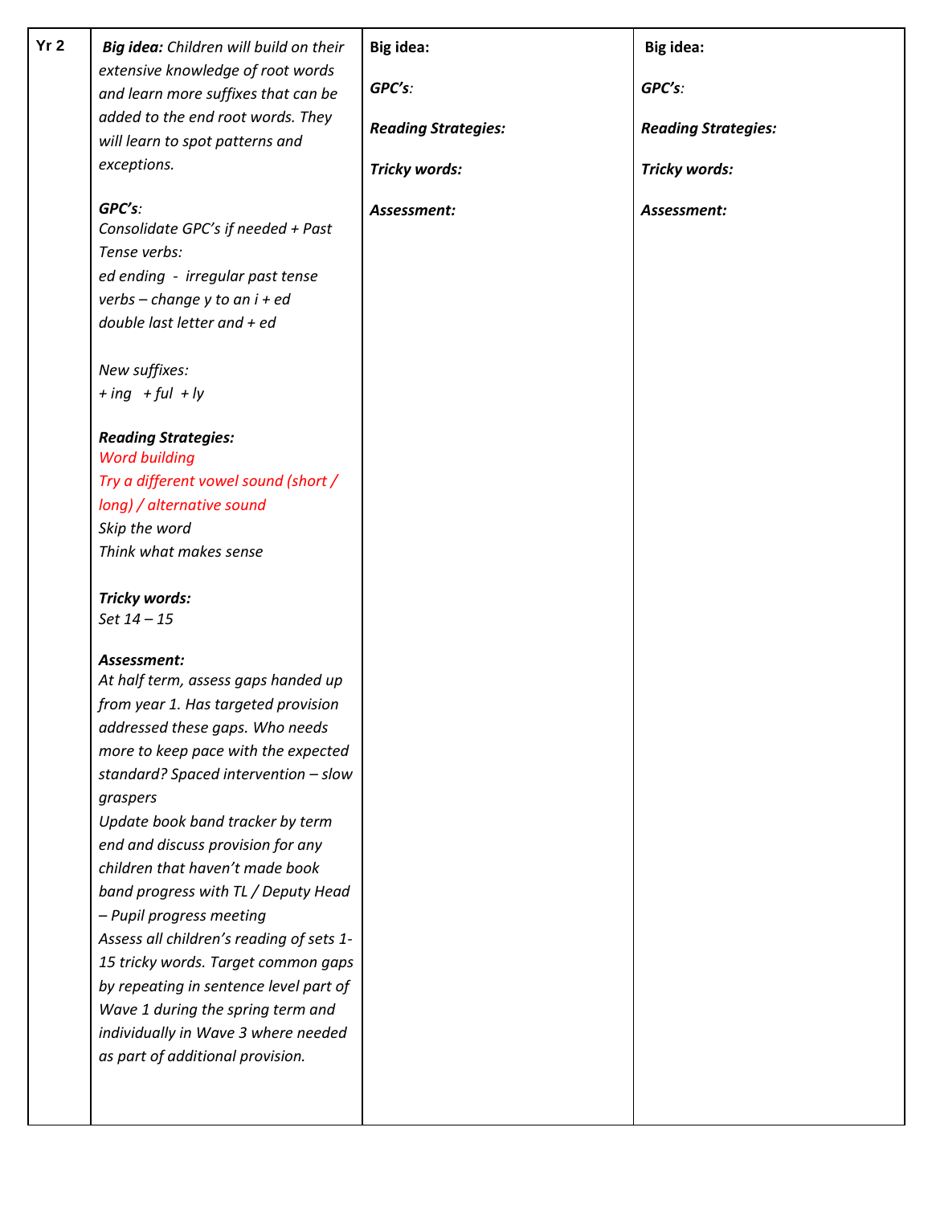| | | | |
|---|---|---|---|
| **Yr 2** | ***Big idea:*** *Children will build on their extensive knowledge of root words and learn more suffixes that can be added to the end root words. They will learn to spot patterns and exceptions.*<br><br>***GPC's****:*<br>*Consolidate GPC's if needed + Past Tense verbs:*<br>*ed ending - irregular past tense verbs – change y to an i + ed*<br>*double last letter and + ed*<br><br>*New suffixes:*<br>*+ ing + ful + ly*<br><br>***Reading Strategies:***<br>*Word building*<br>*Try a different vowel sound (short / long) / alternative sound*<br>*Skip the word*<br>*Think what makes sense*<br><br>***Tricky words:***<br>*Set 14 – 15*<br><br>***Assessment:***<br>*At half term, assess gaps handed up from year 1. Has targeted provision addressed these gaps. Who needs more to keep pace with the expected standard? Spaced intervention – slow graspers*<br>*Update book band tracker by term end and discuss provision for any children that haven't made book band progress with TL / Deputy Head – Pupil progress meeting*<br>*Assess all children's reading of sets 1-15 tricky words. Target common gaps by repeating in sentence level part of Wave 1 during the spring term and individually in Wave 3 where needed as part of additional provision.* | **Big idea:**<br><br>***GPC's****:*<br><br>***Reading Strategies:***<br><br>***Tricky words:***<br><br>***Assessment:*** | **Big idea:**<br><br>***GPC's****:*<br><br>***Reading Strategies:***<br><br>***Tricky words:***<br><br>***Assessment:*** |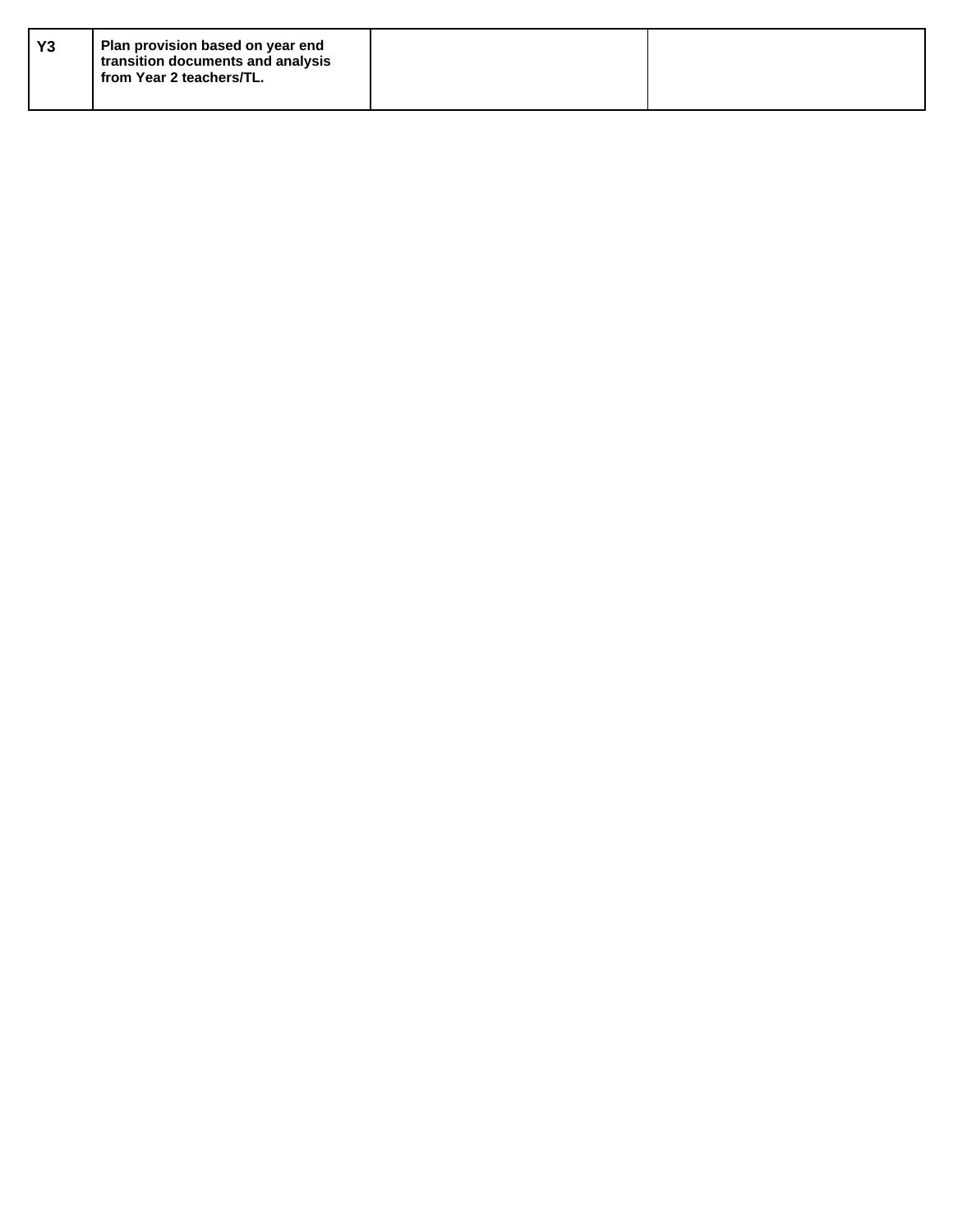| | | | |
|---|---|---|---|
| **Y3** | **Plan provision based on year end transition documents and analysis from Year 2 teachers/TL.** | | |